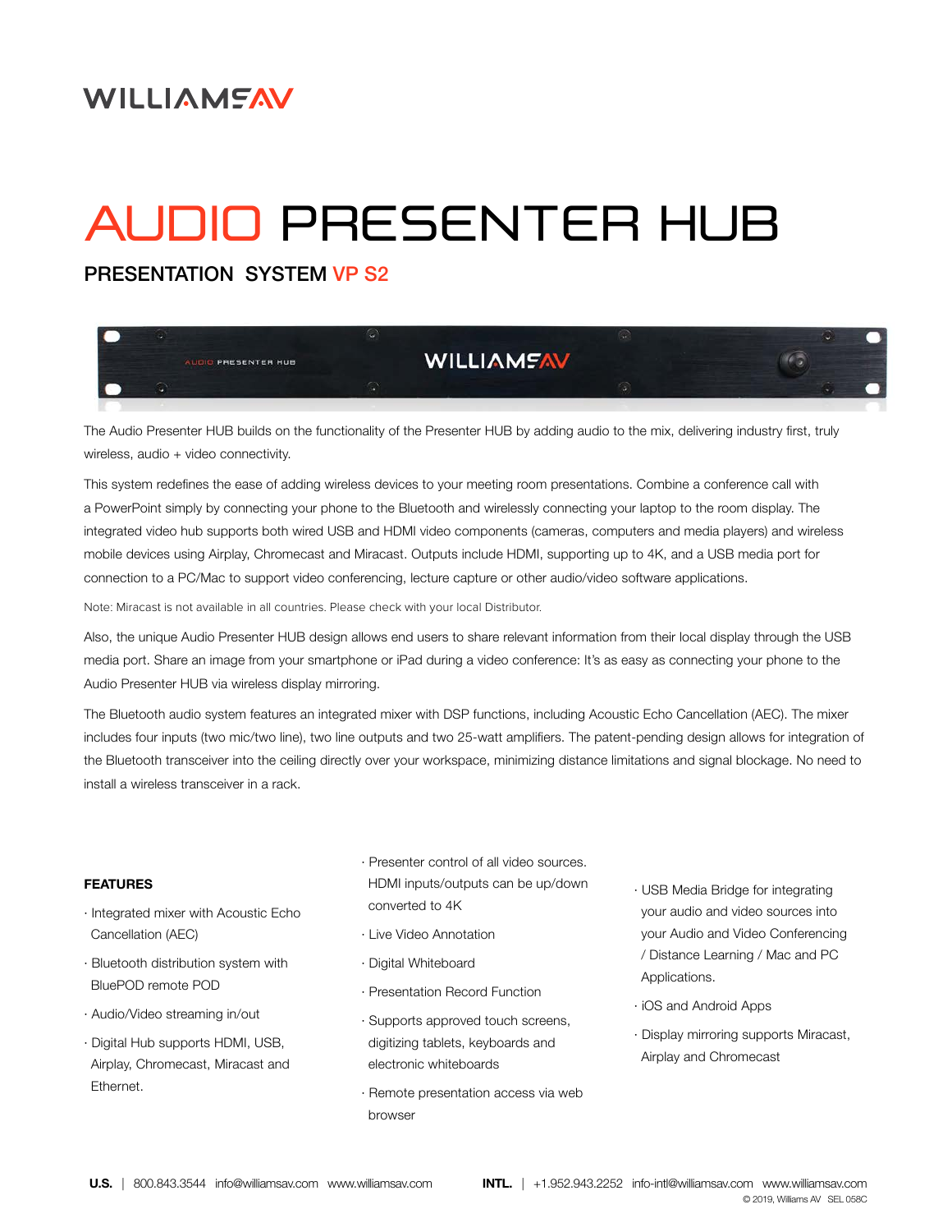WILLIAMS AV

# AUDIO PRESENTER HUB

## PRESENTATION SYSTEM VP S2

The Audio Presenter HUB builds on the functionality of the Presenter HUB by adding audio to the mix, delivering industry first, truly wireless, audio + video connectivity.

This system redefines the ease of adding wireless devices to your meeting room presentations. Combine a conference call with a PowerPoint simply by connecting your phone to the Bluetooth and wirelessly connecting your laptop to the room display. The integrated video hub supports both wired USB and HDMI video components (cameras, computers and media players) and wireless mobile devices using Airplay, Chromecast and Miracast. Outputs include HDMI, supporting up to 4K, and a USB media port for connection to a PC/Mac to support video conferencing, lecture capture or other audio/video software applications.

Note: Miracast is not available in all countries. Please check with your local Distributor.

Also, the unique Audio Presenter HUB design allows end users to share relevant information from their local display through the USB media port. Share an image from your smartphone or iPad during a video conference: It's as easy as connecting your phone to the Audio Presenter HUB via wireless display mirroring.

The Bluetooth audio system features an integrated mixer with DSP functions, including Acoustic Echo Cancellation (AEC). The mixer includes four inputs (two mic/two line), two line outputs and two 25-watt amplifiers. The patent-pending design allows for integration of the Bluetooth transceiver into the ceiling directly over your workspace, minimizing distance limitations and signal blockage. No need to install a wireless transceiver in a rack.

**FEATURES**

- Integrated mixer with Acoustic Echo Cancellation (AEC)
- Bluetooth distribution system with BluePOD remote POD
- Audio/Video streaming in/out
- Digital Hub supports HDMI, USB, Airplay, Chromecast, Miracast and Ethernet.
- Presenter control of all video sources. HDMI inputs/outputs can be up/down converted to 4K
- Live Video Annotation
- Digital Whiteboard
- Presentation Record Function
- Supports approved touch screens, digitizing tablets, keyboards and electronic whiteboards
- Remote presentation access via web browser
- USB Media Bridge for integrating your audio and video sources into your Audio and Video Conferencing / Distance Learning / Mac and PC Applications.
- iOS and Android Apps
- Display mirroring supports Miracast, Airplay and Chromecast

**U.S.** | 800.843.3544 info@williamsav.com www.williamsav.com **INTL.** | +1.952.943.2252 info-intl@williamsav.com www.williamsav.com

© 2019, Williams AV SEL 058C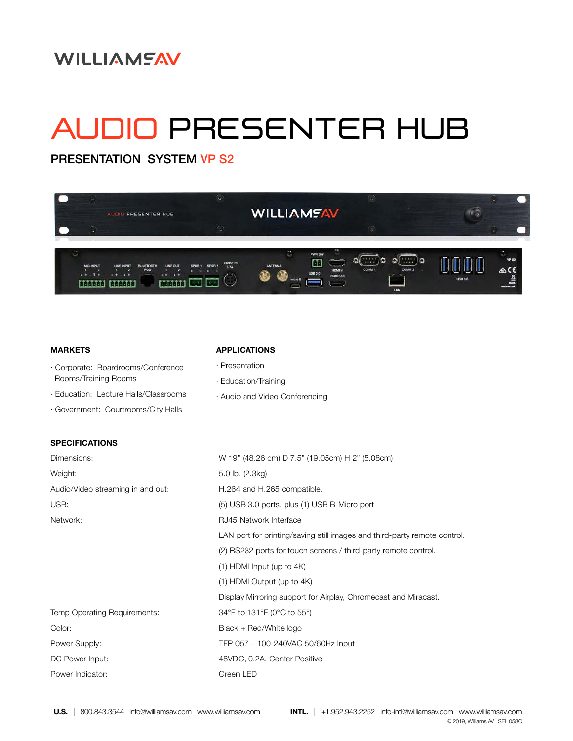WILLIAMS AV

# AUDIO PRESENTER HUB

## PRESENTATION SYSTEM VP S2

### MARKETS

- · Corporate: Boardrooms/Conference Rooms/Training Rooms
- · Education: Lecture Halls/Classrooms
- · Government: Courtrooms/City Halls

### APPLICATIONS

- · Presentation
- · Education/Training
- · Audio and Video Conferencing

### SPECIFICATIONS

| | |
|---|---|
| Dimensions: | W 19" (48.26 cm) D 7.5" (19.05cm) H 2" (5.08cm) |
| Weight: | 5.0 lb. (2.3kg) |
| Audio/Video streaming in and out: | H.264 and H.265 compatible. |
| USB: | (5) USB 3.0 ports, plus (1) USB B-Micro port |
| Network: | RJ45 Network Interface |
| | LAN port for printing/saving still images and third-party remote control. |
| | (2) RS232 ports for touch screens / third-party remote control. |
| | (1) HDMI Input (up to 4K) |
| | (1) HDMI Output (up to 4K) |
| | Display Mirroring support for Airplay, Chromecast and Miracast. |
| Temp Operating Requirements: | 34°F to 131°F (0°C to 55°) |
| Color: | Black + Red/White logo |
| Power Supply: | TFP 057 – 100-240VAC 50/60Hz Input |
| DC Power Input: | 48VDC, 0.2A, Center Positive |
| Power Indicator: | Green LED |

**U.S.** | 800.843.3544 info@williamsav.com www.williamsav.com **INTL.** | +1.952.943.2252 info-intl@williamsav.com www.williamsav.com

© 2019, Williams AV SEL 058C